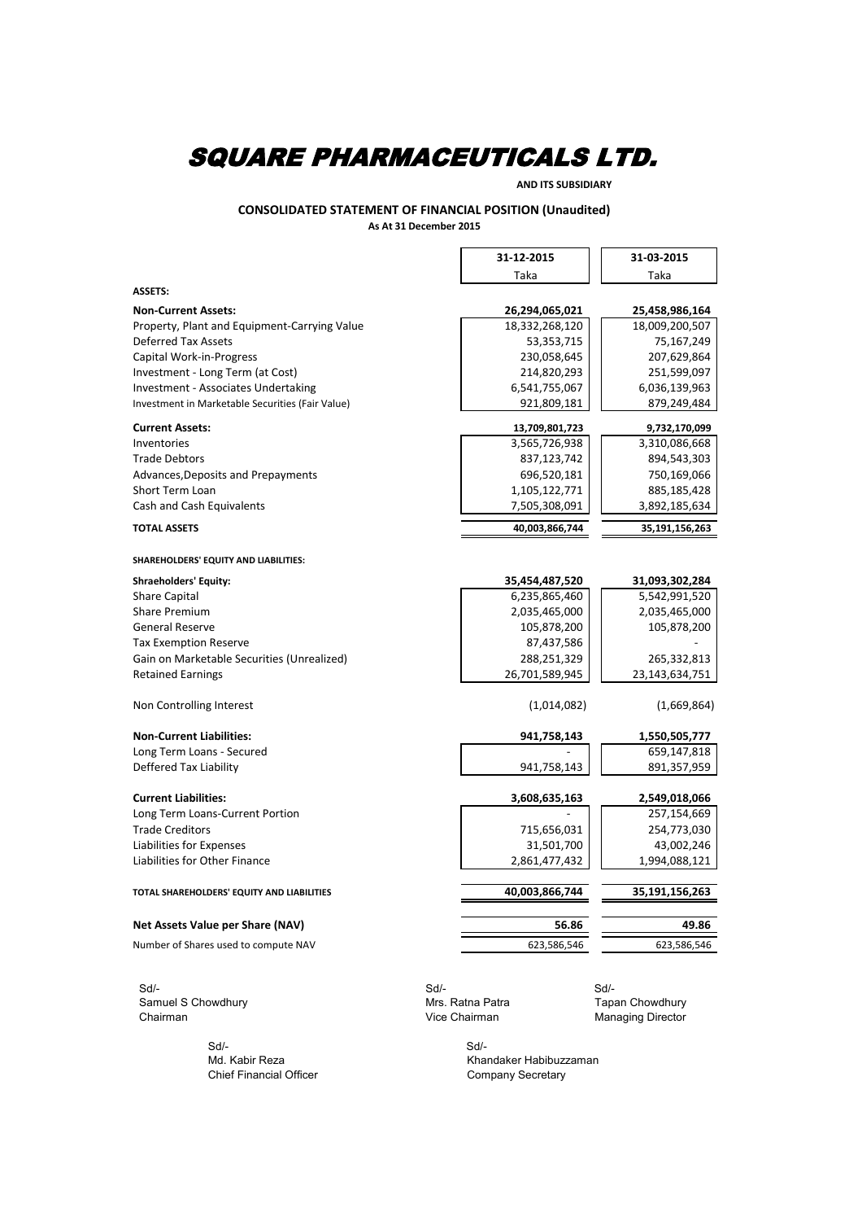# SQUARE PHARMACEUTICALS LTD.

**AND ITS SUBSIDIARY**

**CONSOLIDATED STATEMENT OF FINANCIAL POSITION (Unaudited)**

**As At 31 December 2015**

| | 31-12-2015 | 31-03-2015 |
|---|---|---|
| | Taka | Taka |
| **ASSETS:** | | |
| **Non-Current Assets:** | **26,294,065,021** | **25,458,986,164** |
| Property, Plant and Equipment-Carrying Value | 18,332,268,120 | 18,009,200,507 |
| Deferred Tax Assets | 53,353,715 | 75,167,249 |
| Capital Work-in-Progress | 230,058,645 | 207,629,864 |
| Investment - Long Term (at Cost) | 214,820,293 | 251,599,097 |
| Investment - Associates Undertaking | 6,541,755,067 | 6,036,139,963 |
| Investment in Marketable Securities (Fair Value) | 921,809,181 | 879,249,484 |
| **Current Assets:** | **13,709,801,723** | **9,732,170,099** |
| Inventories | 3,565,726,938 | 3,310,086,668 |
| Trade Debtors | 837,123,742 | 894,543,303 |
| Advances,Deposits and Prepayments | 696,520,181 | 750,169,066 |
| Short Term Loan | 1,105,122,771 | 885,185,428 |
| Cash and Cash Equivalents | 7,505,308,091 | 3,892,185,634 |
| **TOTAL ASSETS** | **40,003,866,744** | **35,191,156,263** |
| **SHAREHOLDERS' EQUITY AND LIABILITIES:** | | |
| **Shraeholders' Equity:** | **35,454,487,520** | **31,093,302,284** |
| Share Capital | 6,235,865,460 | 5,542,991,520 |
| Share Premium | 2,035,465,000 | 2,035,465,000 |
| General Reserve | 105,878,200 | 105,878,200 |
| Tax Exemption Reserve | 87,437,586 | - |
| Gain on Marketable Securities (Unrealized) | 288,251,329 | 265,332,813 |
| Retained Earnings | 26,701,589,945 | 23,143,634,751 |
| Non Controlling Interest | (1,014,082) | (1,669,864) |
| **Non-Current Liabilities:** | **941,758,143** | **1,550,505,777** |
| Long Term Loans - Secured | - | 659,147,818 |
| Deffered Tax Liability | 941,758,143 | 891,357,959 |
| **Current Liabilities:** | **3,608,635,163** | **2,549,018,066** |
| Long Term Loans-Current Portion | - | 257,154,669 |
| Trade Creditors | 715,656,031 | 254,773,030 |
| Liabilities for Expenses | 31,501,700 | 43,002,246 |
| Liabilities for Other Finance | 2,861,477,432 | 1,994,088,121 |
| **TOTAL SHAREHOLDERS' EQUITY AND LIABILITIES** | **40,003,866,744** | **35,191,156,263** |
| **Net Assets Value per Share (NAV)** | **56.86** | **49.86** |
| Number of Shares used to compute NAV | 623,586,546 | 623,586,546 |

Sd/-
Samuel S Chowdhury
Chairman

Sd/-
Mrs. Ratna Patra
Vice Chairman

Sd/-
Tapan Chowdhury
Managing Director

Sd/-
Md. Kabir Reza
Chief Financial Officer

Sd/-
Khandaker Habibuzzaman
Company Secretary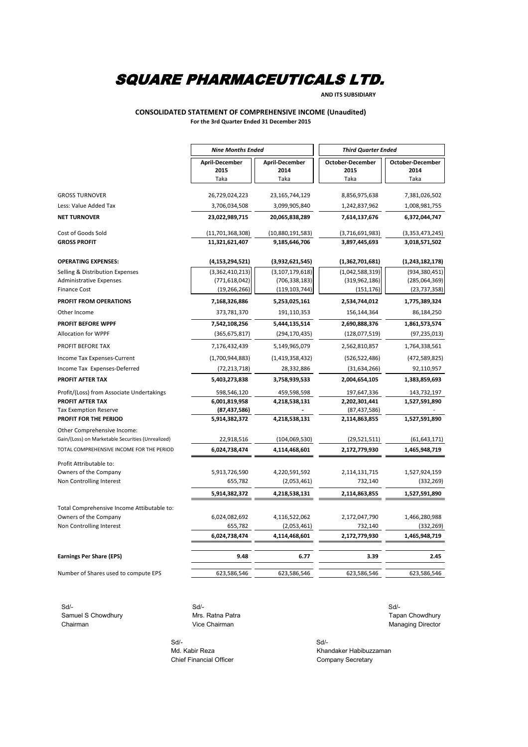# SQUARE PHARMACEUTICALS LTD.

**AND ITS SUBSIDIARY**

**CONSOLIDATED STATEMENT OF COMPREHENSIVE INCOME (Unaudited)**

**For the 3rd Quarter Ended 31 December 2015**

| | *Nine Months Ended* | | *Third Quarter Ended* | |
|---|---|---|---|---|
| | **April-December 2015** Taka | **April-December 2014** Taka | **October-December 2015** Taka | **October-December 2014** Taka |
| GROSS TURNOVER | 26,729,024,223 | 23,165,744,129 | 8,856,975,638 | 7,381,026,502 |
| Less: Value Added Tax | 3,706,034,508 | 3,099,905,840 | 1,242,837,962 | 1,008,981,755 |
| **NET TURNOVER** | **23,022,989,715** | **20,065,838,289** | **7,614,137,676** | **6,372,044,747** |
| Cost of Goods Sold | (11,701,368,308) | (10,880,191,583) | (3,716,691,983) | (3,353,473,245) |
| **GROSS PROFIT** | **11,321,621,407** | **9,185,646,706** | **3,897,445,693** | **3,018,571,502** |
| **OPERATING EXPENSES:** | **(4,153,294,521)** | **(3,932,621,545)** | **(1,362,701,681)** | **(1,243,182,178)** |
| Selling & Distribution Expenses | (3,362,410,213) | (3,107,179,618) | (1,042,588,319) | (934,380,451) |
| Administrative Expenses | (771,618,042) | (706,338,183) | (319,962,186) | (285,064,369) |
| Finance Cost | (19,266,266) | (119,103,744) | (151,176) | (23,737,358) |
| **PROFIT FROM OPERATIONS** | **7,168,326,886** | **5,253,025,161** | **2,534,744,012** | **1,775,389,324** |
| Other Income | 373,781,370 | 191,110,353 | 156,144,364 | 86,184,250 |
| **PROFIT BEFORE WPPF** | **7,542,108,256** | **5,444,135,514** | **2,690,888,376** | **1,861,573,574** |
| Allocation for WPPF | (365,675,817) | (294,170,435) | (128,077,519) | (97,235,013) |
| PROFIT BEFORE TAX | 7,176,432,439 | 5,149,965,079 | 2,562,810,857 | 1,764,338,561 |
| Income Tax Expenses-Current | (1,700,944,883) | (1,419,358,432) | (526,522,486) | (472,589,825) |
| Income Tax Expenses-Deferred | (72,213,718) | 28,332,886 | (31,634,266) | 92,110,957 |
| **PROFIT AFTER TAX** | **5,403,273,838** | **3,758,939,533** | **2,004,654,105** | **1,383,859,693** |
| Profit/(Loss) from Associate Undertakings | 598,546,120 | 459,598,598 | 197,647,336 | 143,732,197 |
| **PROFIT AFTER TAX** | **6,001,819,958** | **4,218,538,131** | **2,202,301,441** | **1,527,591,890** |
| Tax Exemption Reserve | **(87,437,586)** | **-** | (87,437,586) | - |
| **PROFIT FOR THE PERIOD** | **5,914,382,372** | **4,218,538,131** | **2,114,863,855** | **1,527,591,890** |
| Other Comprehensive Income: | | | | |
| Gain/(Loss) on Marketable Securities (Unrealized) | 22,918,516 | (104,069,530) | (29,521,511) | (61,643,171) |
| TOTAL COMPREHENSIVE INCOME FOR THE PERIOD | **6,024,738,474** | **4,114,468,601** | **2,172,779,930** | **1,465,948,719** |
| Profit Attributable to: | | | | |
| Owners of the Company | 5,913,726,590 | 4,220,591,592 | 2,114,131,715 | 1,527,924,159 |
| Non Controlling Interest | 655,782 | (2,053,461) | 732,140 | (332,269) |
| | **5,914,382,372** | **4,218,538,131** | **2,114,863,855** | **1,527,591,890** |
| Total Comprehensive Income Attibutable to: | | | | |
| Owners of the Company | 6,024,082,692 | 4,116,522,062 | 2,172,047,790 | 1,466,280,988 |
| Non Controlling Interest | 655,782 | (2,053,461) | 732,140 | (332,269) |
| | **6,024,738,474** | **4,114,468,601** | **2,172,779,930** | **1,465,948,719** |
| **Earnings Per Share (EPS)** | **9.48** | **6.77** | **3.39** | **2.45** |
| Number of Shares used to compute EPS | 623,586,546 | 623,586,546 | 623,586,546 | 623,586,546 |

Sd/-
Samuel S Chowdhury
Chairman

Sd/-
Mrs. Ratna Patra
Vice Chairman

Sd/-
Tapan Chowdhury
Managing Director

Sd/-
Md. Kabir Reza
Chief Financial Officer

Sd/-
Khandaker Habibuzzaman
Company Secretary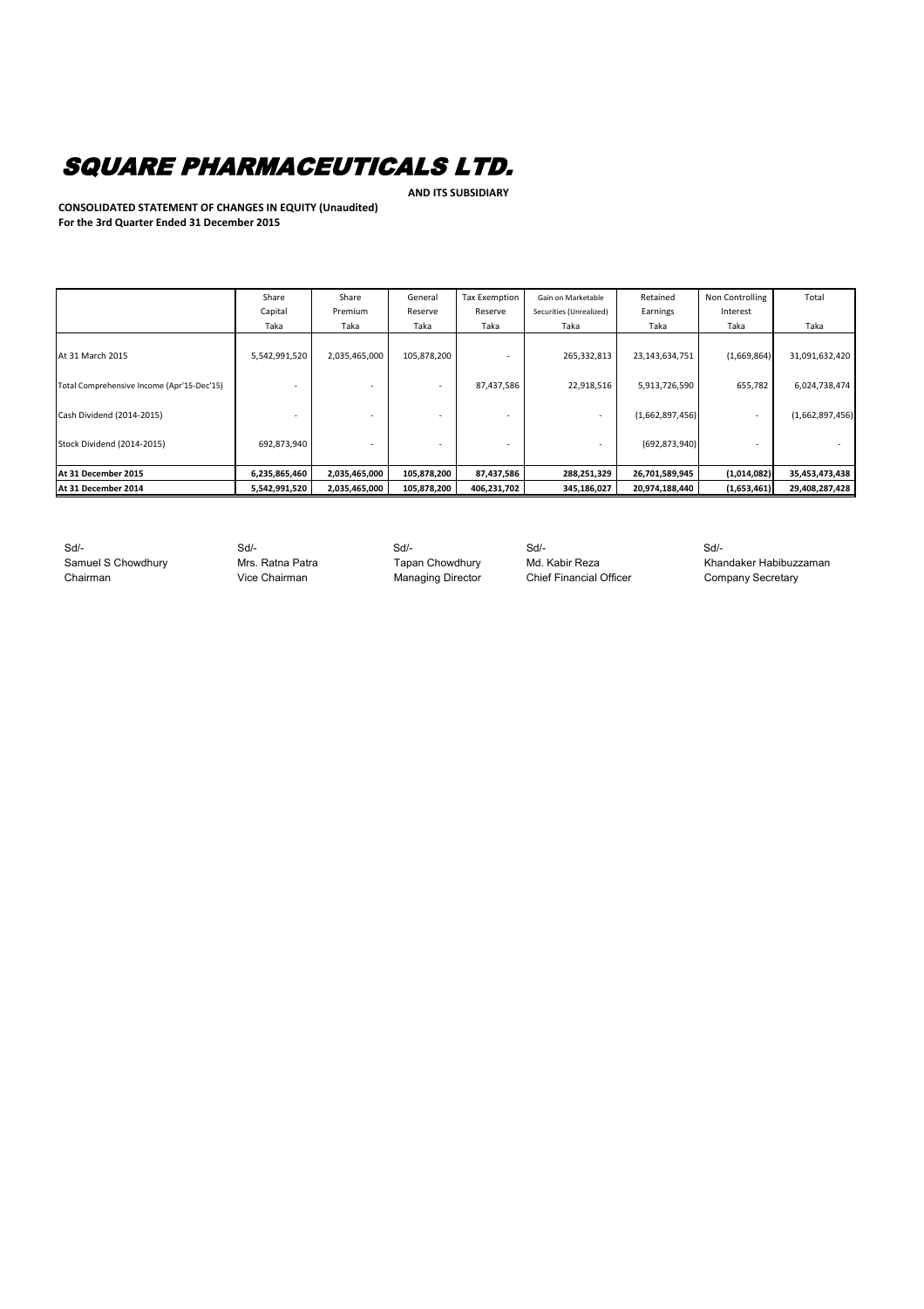# SQUARE PHARMACEUTICALS LTD.

**AND ITS SUBSIDIARY**

**CONSOLIDATED STATEMENT OF CHANGES IN EQUITY (Unaudited)**
**For the 3rd Quarter Ended 31 December 2015**

| | Share Capital Taka | Share Premium Taka | General Reserve Taka | Tax Exemption Reserve Taka | Gain on Marketable Securities (Unrealized) Taka | Retained Earnings Taka | Non Controlling Interest Taka | Total Taka |
|---|---|---|---|---|---|---|---|---|
| At 31 March 2015 | 5,542,991,520 | 2,035,465,000 | 105,878,200 | - | 265,332,813 | 23,143,634,751 | (1,669,864) | 31,091,632,420 |
| Total Comprehensive Income (Apr'15-Dec'15) | - | - | - | 87,437,586 | 22,918,516 | 5,913,726,590 | 655,782 | 6,024,738,474 |
| Cash Dividend (2014-2015) | - | - | - | - | - | (1,662,897,456) | - | (1,662,897,456) |
| Stock Dividend (2014-2015) | 692,873,940 | - | - | - | - | (692,873,940) | - | - |
| **At 31 December 2015** | **6,235,865,460** | **2,035,465,000** | **105,878,200** | **87,437,586** | **288,251,329** | **26,701,589,945** | **(1,014,082)** | **35,453,473,438** |
| **At 31 December 2014** | **5,542,991,520** | **2,035,465,000** | **105,878,200** | **406,231,702** | **345,186,027** | **20,974,188,440** | **(1,653,461)** | **29,408,287,428** |

| Sd/- | Sd/- | Sd/- | Sd/- | Sd/- |
|---|---|---|---|---|
| Samuel S Chowdhury | Mrs. Ratna Patra | Tapan Chowdhury | Md. Kabir Reza | Khandaker Habibuzzaman |
| Chairman | Vice Chairman | Managing Director | Chief Financial Officer | Company Secretary |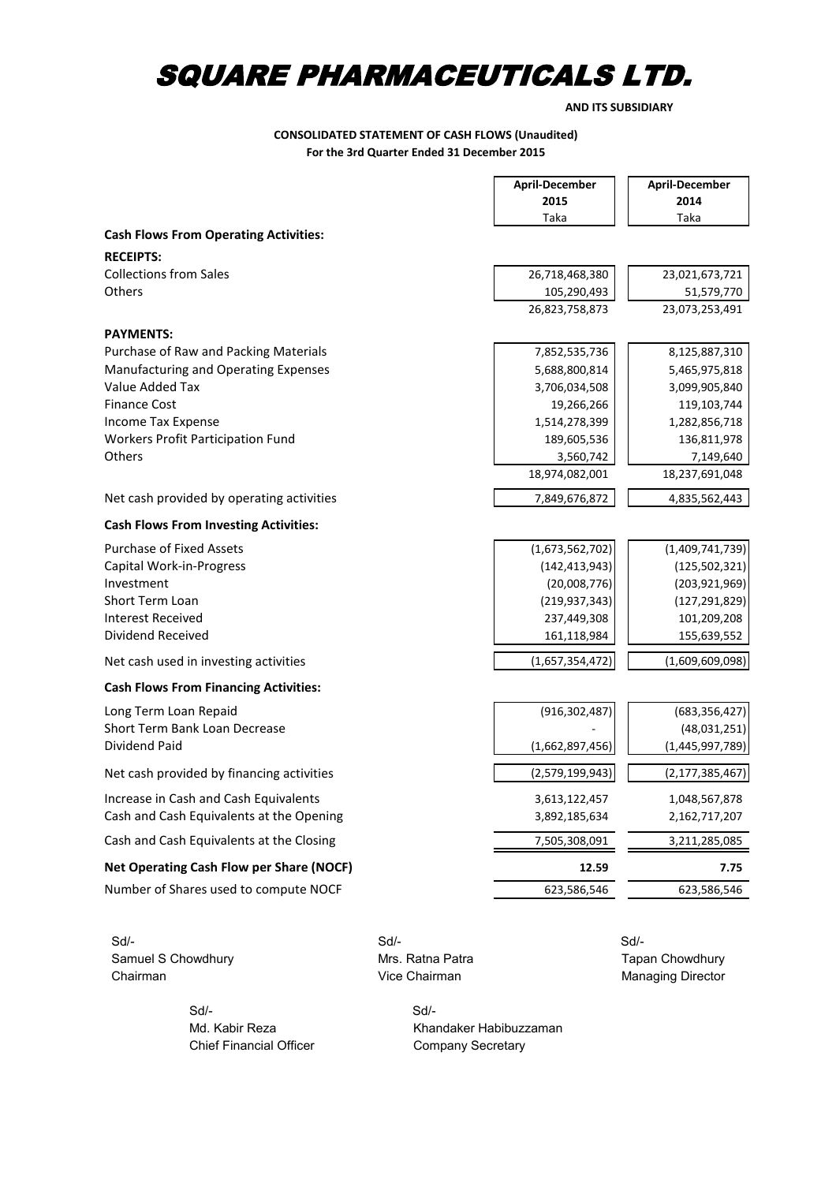# SQUARE PHARMACEUTICALS LTD.

**AND ITS SUBSIDIARY**

**CONSOLIDATED STATEMENT OF CASH FLOWS (Unaudited)**
**For the 3rd Quarter Ended 31 December 2015**

| | April-December 2015 Taka | April-December 2014 Taka |
|---|---|---|
| **Cash Flows From Operating Activities:** | | |
| **RECEIPTS:** | | |
| Collections from Sales | 26,718,468,380 | 23,021,673,721 |
| Others | 105,290,493 | 51,579,770 |
| | 26,823,758,873 | 23,073,253,491 |
| **PAYMENTS:** | | |
| Purchase of Raw and Packing Materials | 7,852,535,736 | 8,125,887,310 |
| Manufacturing and Operating Expenses | 5,688,800,814 | 5,465,975,818 |
| Value Added Tax | 3,706,034,508 | 3,099,905,840 |
| Finance Cost | 19,266,266 | 119,103,744 |
| Income Tax Expense | 1,514,278,399 | 1,282,856,718 |
| Workers Profit Participation Fund | 189,605,536 | 136,811,978 |
| Others | 3,560,742 | 7,149,640 |
| | 18,974,082,001 | 18,237,691,048 |
| Net cash provided by operating activities | 7,849,676,872 | 4,835,562,443 |
| **Cash Flows From Investing Activities:** | | |
| Purchase of Fixed Assets | (1,673,562,702) | (1,409,741,739) |
| Capital Work-in-Progress | (142,413,943) | (125,502,321) |
| Investment | (20,008,776) | (203,921,969) |
| Short Term Loan | (219,937,343) | (127,291,829) |
| Interest Received | 237,449,308 | 101,209,208 |
| Dividend Received | 161,118,984 | 155,639,552 |
| Net cash used in investing activities | (1,657,354,472) | (1,609,609,098) |
| **Cash Flows From Financing Activities:** | | |
| Long Term Loan Repaid | (916,302,487) | (683,356,427) |
| Short Term Bank Loan Decrease | - | (48,031,251) |
| Dividend Paid | (1,662,897,456) | (1,445,997,789) |
| Net cash provided by financing activities | (2,579,199,943) | (2,177,385,467) |
| Increase in Cash and Cash Equivalents | 3,613,122,457 | 1,048,567,878 |
| Cash and Cash Equivalents at the Opening | 3,892,185,634 | 2,162,717,207 |
| Cash and Cash Equivalents at the Closing | 7,505,308,091 | 3,211,285,085 |
| **Net Operating Cash Flow per Share (NOCF)** | **12.59** | **7.75** |
| Number of Shares used to compute NOCF | 623,586,546 | 623,586,546 |

Sd/-
Samuel S Chowdhury
Chairman

Sd/-
Mrs. Ratna Patra
Vice Chairman

Sd/-
Tapan Chowdhury
Managing Director

Sd/-
Md. Kabir Reza
Chief Financial Officer

Sd/-
Khandaker Habibuzzaman
Company Secretary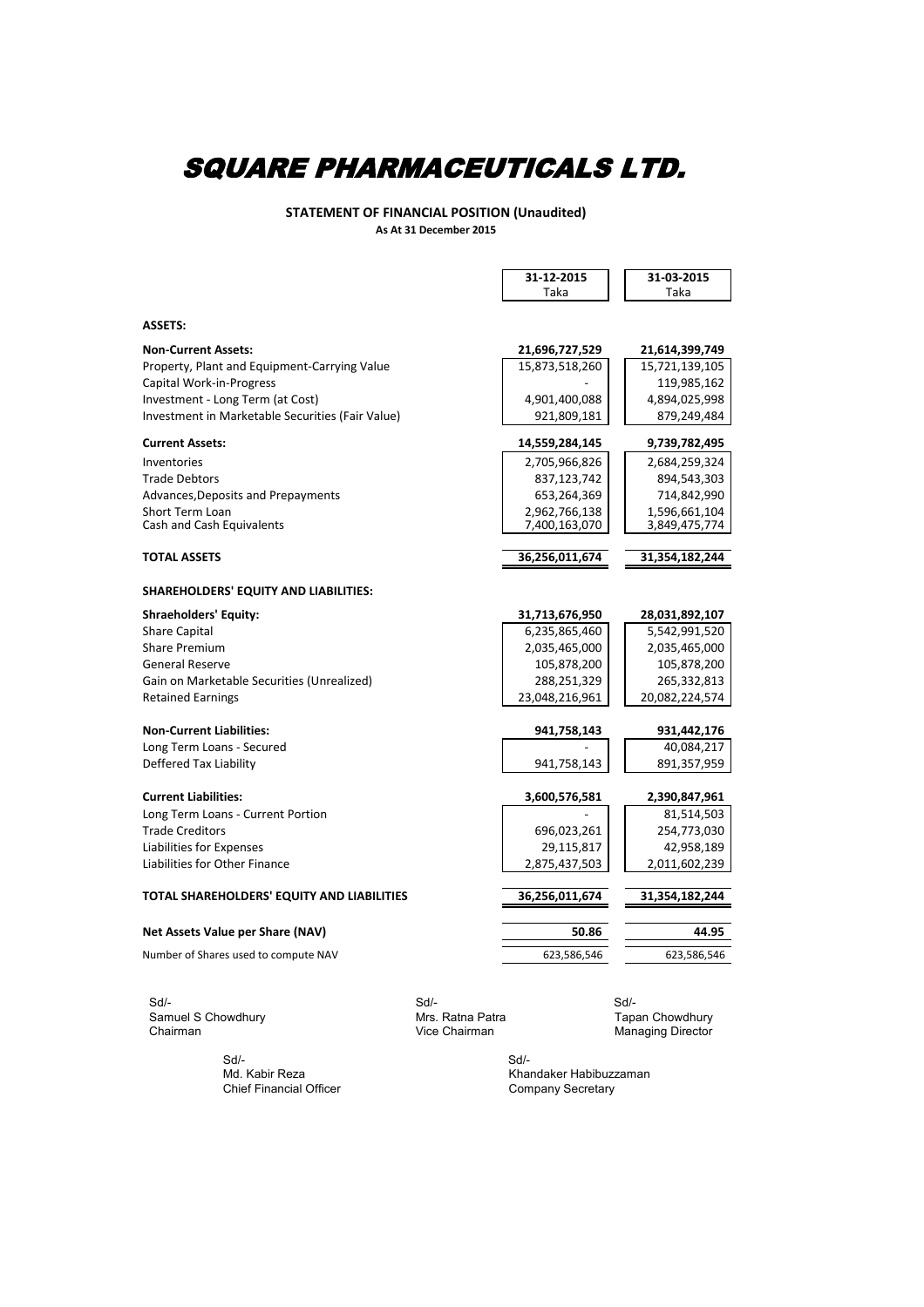# SQUARE PHARMACEUTICALS LTD.

## STATEMENT OF FINANCIAL POSITION (Unaudited)

**As At 31 December 2015**

| | 31-12-2015 Taka | 31-03-2015 Taka |
|---|---|---|
| **ASSETS:** | | |
| **Non-Current Assets:** | **21,696,727,529** | **21,614,399,749** |
| Property, Plant and Equipment-Carrying Value | 15,873,518,260 | 15,721,139,105 |
| Capital Work-in-Progress | - | 119,985,162 |
| Investment - Long Term (at Cost) | 4,901,400,088 | 4,894,025,998 |
| Investment in Marketable Securities (Fair Value) | 921,809,181 | 879,249,484 |
| **Current Assets:** | **14,559,284,145** | **9,739,782,495** |
| Inventories | 2,705,966,826 | 2,684,259,324 |
| Trade Debtors | 837,123,742 | 894,543,303 |
| Advances,Deposits and Prepayments | 653,264,369 | 714,842,990 |
| Short Term Loan | 2,962,766,138 | 1,596,661,104 |
| Cash and Cash Equivalents | 7,400,163,070 | 3,849,475,774 |
| **TOTAL ASSETS** | **36,256,011,674** | **31,354,182,244** |
| **SHAREHOLDERS' EQUITY AND LIABILITIES:** | | |
| **Shraeholders' Equity:** | **31,713,676,950** | **28,031,892,107** |
| Share Capital | 6,235,865,460 | 5,542,991,520 |
| Share Premium | 2,035,465,000 | 2,035,465,000 |
| General Reserve | 105,878,200 | 105,878,200 |
| Gain on Marketable Securities (Unrealized) | 288,251,329 | 265,332,813 |
| Retained Earnings | 23,048,216,961 | 20,082,224,574 |
| **Non-Current Liabilities:** | **941,758,143** | **931,442,176** |
| Long Term Loans - Secured | - | 40,084,217 |
| Deffered Tax Liability | 941,758,143 | 891,357,959 |
| **Current Liabilities:** | **3,600,576,581** | **2,390,847,961** |
| Long Term Loans - Current Portion | - | 81,514,503 |
| Trade Creditors | 696,023,261 | 254,773,030 |
| Liabilities for Expenses | 29,115,817 | 42,958,189 |
| Liabilities for Other Finance | 2,875,437,503 | 2,011,602,239 |
| **TOTAL SHAREHOLDERS' EQUITY AND LIABILITIES** | **36,256,011,674** | **31,354,182,244** |
| **Net Assets Value per Share (NAV)** | **50.86** | **44.95** |
| Number of Shares used to compute NAV | 623,586,546 | 623,586,546 |

Sd/-
Samuel S Chowdhury
Chairman

Sd/-
Mrs. Ratna Patra
Vice Chairman

Sd/-
Tapan Chowdhury
Managing Director

Sd/-
Md. Kabir Reza
Chief Financial Officer

Sd/-
Khandaker Habibuzzaman
Company Secretary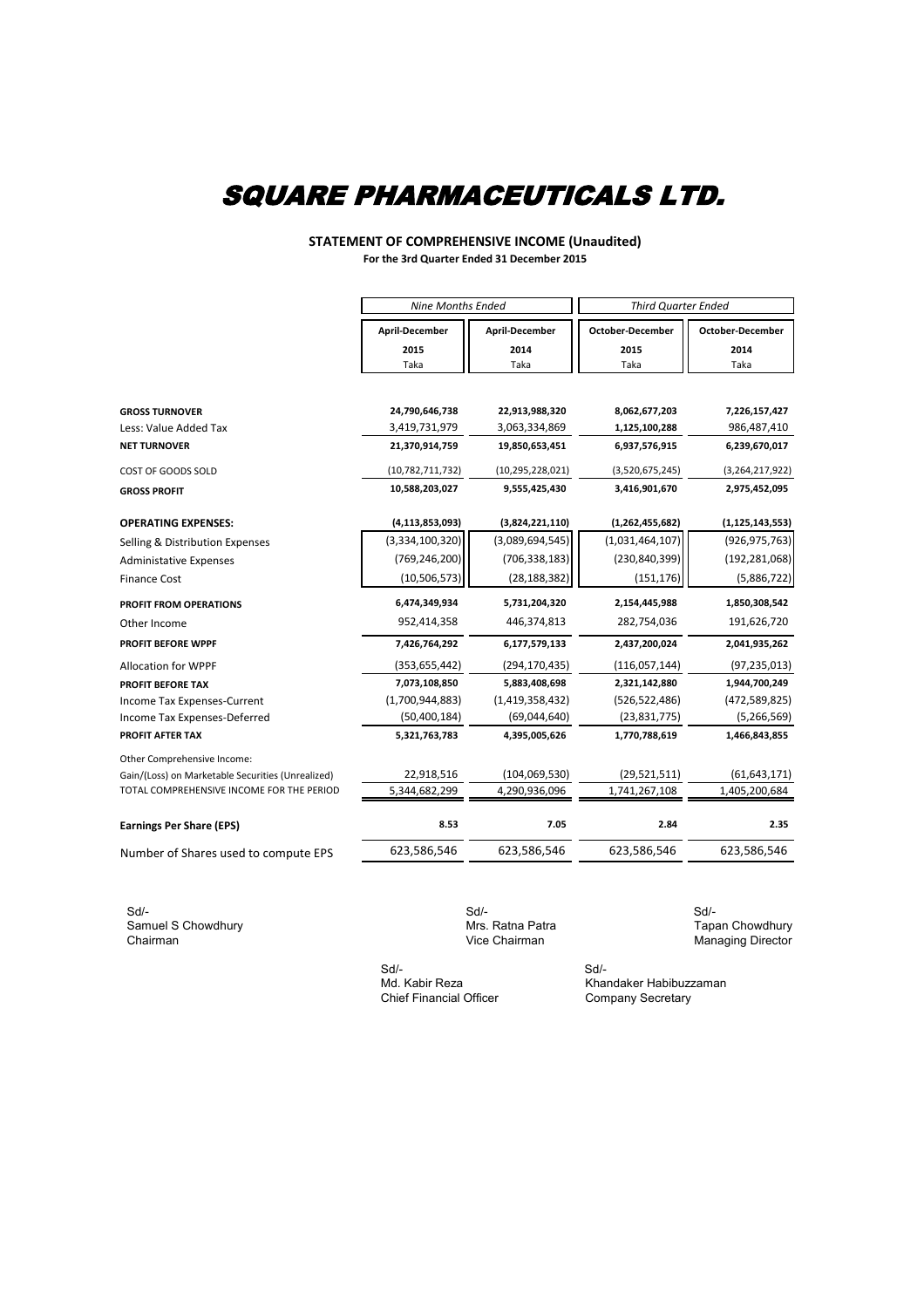# SQUARE PHARMACEUTICALS LTD.

**STATEMENT OF COMPREHENSIVE INCOME (Unaudited)**
**For the 3rd Quarter Ended 31 December 2015**

| | *Nine Months Ended* | | *Third Quarter Ended* | |
|---|---|---|---|---|
| | **April-December 2015** Taka | **April-December 2014** Taka | **October-December 2015** Taka | **October-December 2014** Taka |
| **GROSS TURNOVER** | **24,790,646,738** | **22,913,988,320** | **8,062,677,203** | **7,226,157,427** |
| Less: Value Added Tax | 3,419,731,979 | 3,063,334,869 | **1,125,100,288** | 986,487,410 |
| **NET TURNOVER** | **21,370,914,759** | **19,850,653,451** | **6,937,576,915** | **6,239,670,017** |
| COST OF GOODS SOLD | (10,782,711,732) | (10,295,228,021) | (3,520,675,245) | (3,264,217,922) |
| **GROSS PROFIT** | **10,588,203,027** | **9,555,425,430** | **3,416,901,670** | **2,975,452,095** |
| **OPERATING EXPENSES:** | **(4,113,853,093)** | **(3,824,221,110)** | **(1,262,455,682)** | **(1,125,143,553)** |
| Selling & Distribution Expenses | (3,334,100,320) | (3,089,694,545) | (1,031,464,107) | (926,975,763) |
| Administative Expenses | (769,246,200) | (706,338,183) | (230,840,399) | (192,281,068) |
| Finance Cost | (10,506,573) | (28,188,382) | (151,176) | (5,886,722) |
| **PROFIT FROM OPERATIONS** | **6,474,349,934** | **5,731,204,320** | **2,154,445,988** | **1,850,308,542** |
| Other Income | 952,414,358 | 446,374,813 | 282,754,036 | 191,626,720 |
| **PROFIT BEFORE WPPF** | **7,426,764,292** | **6,177,579,133** | **2,437,200,024** | **2,041,935,262** |
| Allocation for WPPF | (353,655,442) | (294,170,435) | (116,057,144) | (97,235,013) |
| **PROFIT BEFORE TAX** | **7,073,108,850** | **5,883,408,698** | **2,321,142,880** | **1,944,700,249** |
| Income Tax Expenses-Current | (1,700,944,883) | (1,419,358,432) | (526,522,486) | (472,589,825) |
| Income Tax Expenses-Deferred | (50,400,184) | (69,044,640) | (23,831,775) | (5,266,569) |
| **PROFIT AFTER TAX** | **5,321,763,783** | **4,395,005,626** | **1,770,788,619** | **1,466,843,855** |
| Other Comprehensive Income: | | | | |
| Gain/(Loss) on Marketable Securities (Unrealized) | 22,918,516 | (104,069,530) | (29,521,511) | (61,643,171) |
| TOTAL COMPREHENSIVE INCOME FOR THE PERIOD | 5,344,682,299 | 4,290,936,096 | 1,741,267,108 | 1,405,200,684 |
| **Earnings Per Share (EPS)** | **8.53** | **7.05** | **2.84** | **2.35** |
| Number of Shares used to compute EPS | 623,586,546 | 623,586,546 | 623,586,546 | 623,586,546 |

Sd/-
Samuel S Chowdhury
Chairman

Sd/-
Mrs. Ratna Patra
Vice Chairman

Sd/-
Tapan Chowdhury
Managing Director

Sd/-
Md. Kabir Reza
Chief Financial Officer

Sd/-
Khandaker Habibuzzaman
Company Secretary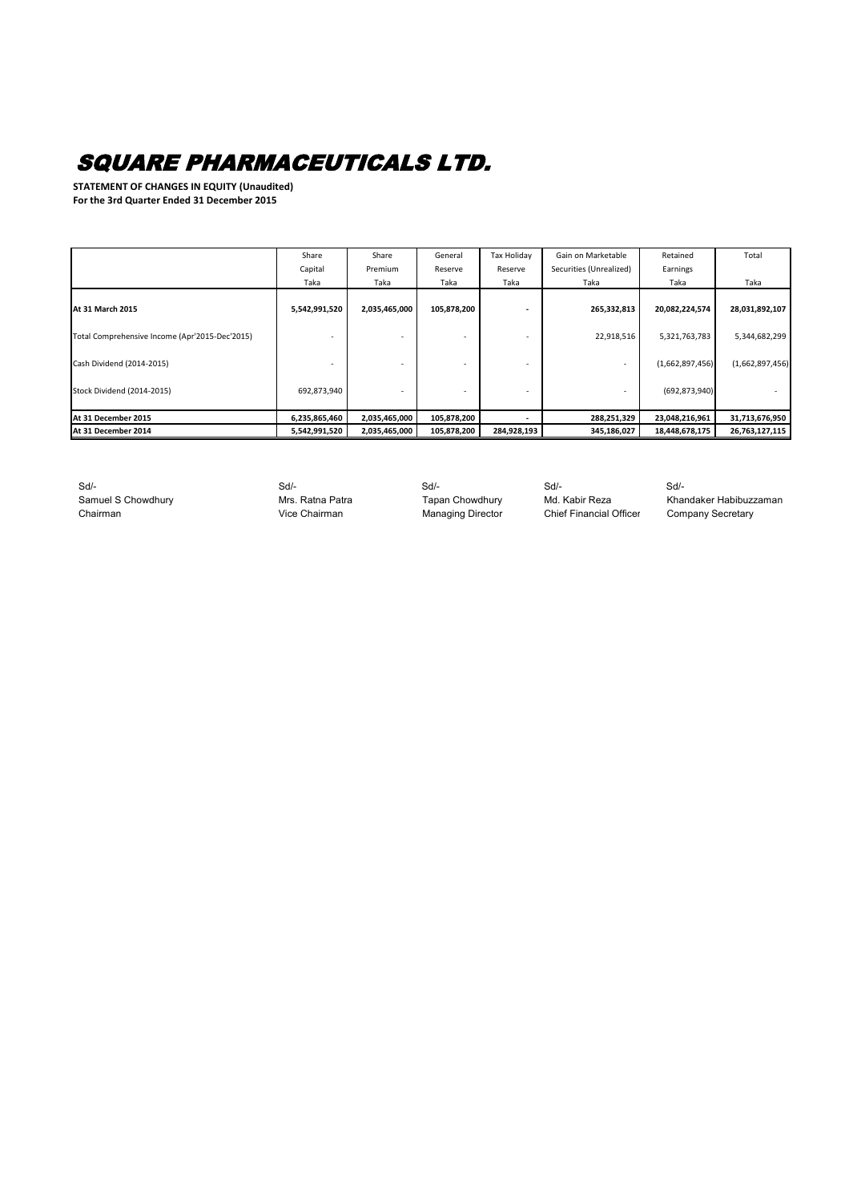# SQUARE PHARMACEUTICALS LTD.

**STATEMENT OF CHANGES IN EQUITY (Unaudited)**
**For the 3rd Quarter Ended 31 December 2015**

| | Share Capital | Share Premium | General Reserve | Tax Holiday Reserve | Gain on Marketable Securities (Unrealized) | Retained Earnings | Total |
|---|---|---|---|---|---|---|---|
| | Taka | Taka | Taka | Taka | Taka | Taka | Taka |
| **At 31 March 2015** | **5,542,991,520** | **2,035,465,000** | **105,878,200** | **-** | **265,332,813** | **20,082,224,574** | **28,031,892,107** |
| Total Comprehensive Income (Apr'2015-Dec'2015) | - | - | - | - | 22,918,516 | 5,321,763,783 | 5,344,682,299 |
| Cash Dividend (2014-2015) | - | - | - | - | - | (1,662,897,456) | (1,662,897,456) |
| Stock Dividend (2014-2015) | 692,873,940 | - | - | - | - | (692,873,940) | - |
| **At 31 December 2015** | **6,235,865,460** | **2,035,465,000** | **105,878,200** | **-** | **288,251,329** | **23,048,216,961** | **31,713,676,950** |
| **At 31 December 2014** | **5,542,991,520** | **2,035,465,000** | **105,878,200** | **284,928,193** | **345,186,027** | **18,448,678,175** | **26,763,127,115** |

| Sd/- | Sd/- | Sd/- | Sd/- | Sd/- |
|---|---|---|---|---|
| Samuel S Chowdhury | Mrs. Ratna Patra | Tapan Chowdhury | Md. Kabir Reza | Khandaker Habibuzzaman |
| Chairman | Vice Chairman | Managing Director | Chief Financial Officer | Company Secretary |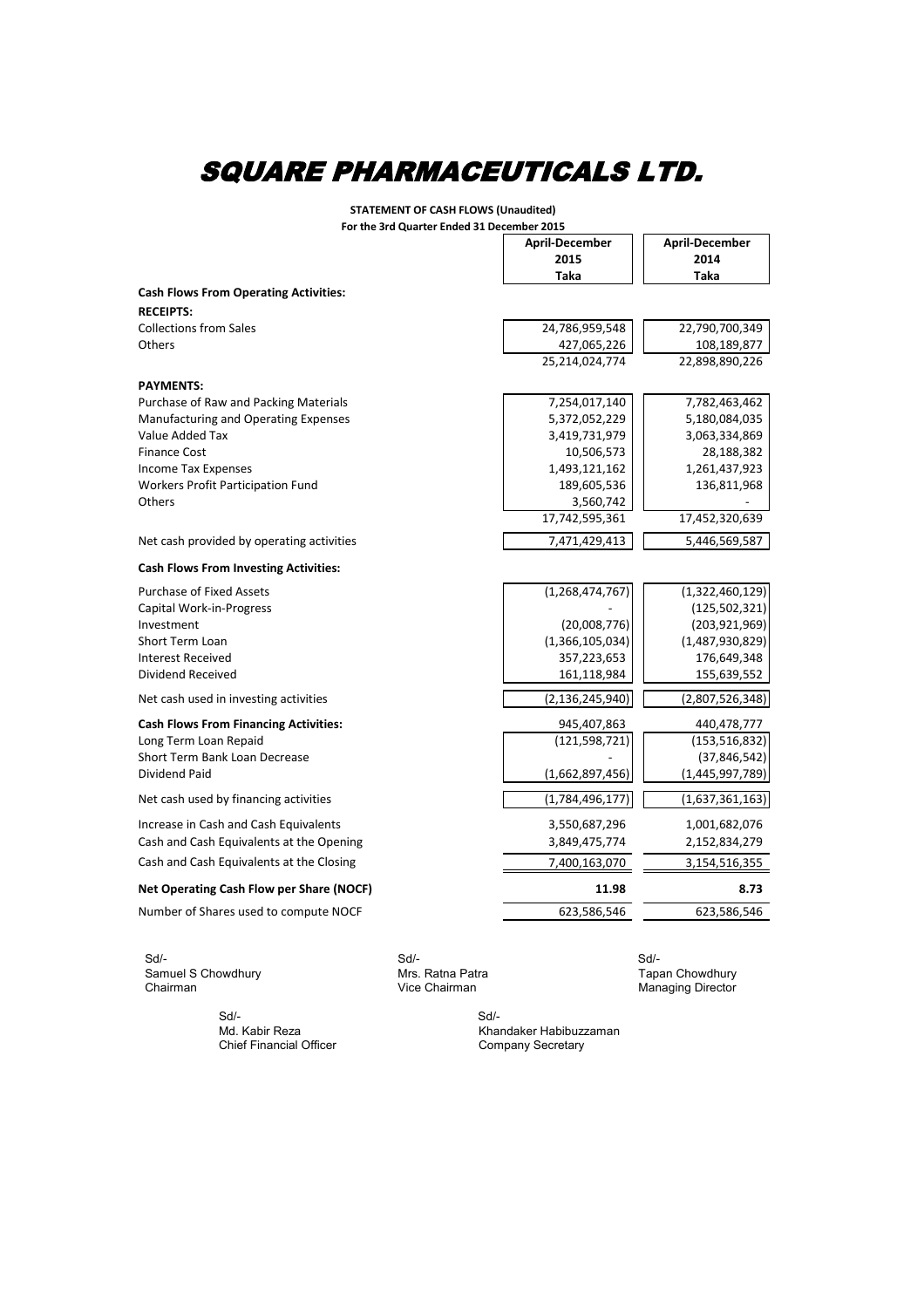# SQUARE PHARMACEUTICALS LTD.

**STATEMENT OF CASH FLOWS (Unaudited)**
**For the 3rd Quarter Ended 31 December 2015**

| | April-December 2015 Taka | April-December 2014 Taka |
|---|---|---|
| **Cash Flows From Operating Activities:** | | |
| **RECEIPTS:** | | |
| Collections from Sales | 24,786,959,548 | 22,790,700,349 |
| Others | 427,065,226 | 108,189,877 |
| | 25,214,024,774 | 22,898,890,226 |
| **PAYMENTS:** | | |
| Purchase of Raw and Packing Materials | 7,254,017,140 | 7,782,463,462 |
| Manufacturing and Operating Expenses | 5,372,052,229 | 5,180,084,035 |
| Value Added Tax | 3,419,731,979 | 3,063,334,869 |
| Finance Cost | 10,506,573 | 28,188,382 |
| Income Tax Expenses | 1,493,121,162 | 1,261,437,923 |
| Workers Profit Participation Fund | 189,605,536 | 136,811,968 |
| Others | 3,560,742 | - |
| | 17,742,595,361 | 17,452,320,639 |
| Net cash provided by operating activities | 7,471,429,413 | 5,446,569,587 |
| **Cash Flows From Investing Activities:** | | |
| Purchase of Fixed Assets | (1,268,474,767) | (1,322,460,129) |
| Capital Work-in-Progress | - | (125,502,321) |
| Investment | (20,008,776) | (203,921,969) |
| Short Term Loan | (1,366,105,034) | (1,487,930,829) |
| Interest Received | 357,223,653 | 176,649,348 |
| Dividend Received | 161,118,984 | 155,639,552 |
| Net cash used in investing activities | (2,136,245,940) | (2,807,526,348) |
| **Cash Flows From Financing Activities:** | 945,407,863 | 440,478,777 |
| Long Term Loan Repaid | (121,598,721) | (153,516,832) |
| Short Term Bank Loan Decrease | - | (37,846,542) |
| Dividend Paid | (1,662,897,456) | (1,445,997,789) |
| Net cash used by financing activities | (1,784,496,177) | (1,637,361,163) |
| Increase in Cash and Cash Equivalents | 3,550,687,296 | 1,001,682,076 |
| Cash and Cash Equivalents at the Opening | 3,849,475,774 | 2,152,834,279 |
| Cash and Cash Equivalents at the Closing | 7,400,163,070 | 3,154,516,355 |
| **Net Operating Cash Flow per Share (NOCF)** | **11.98** | **8.73** |
| Number of Shares used to compute NOCF | 623,586,546 | 623,586,546 |

Sd/-
Samuel S Chowdhury
Chairman

Sd/-
Mrs. Ratna Patra
Vice Chairman

Sd/-
Tapan Chowdhury
Managing Director

Sd/-
Md. Kabir Reza
Chief Financial Officer

Sd/-
Khandaker Habibuzzaman
Company Secretary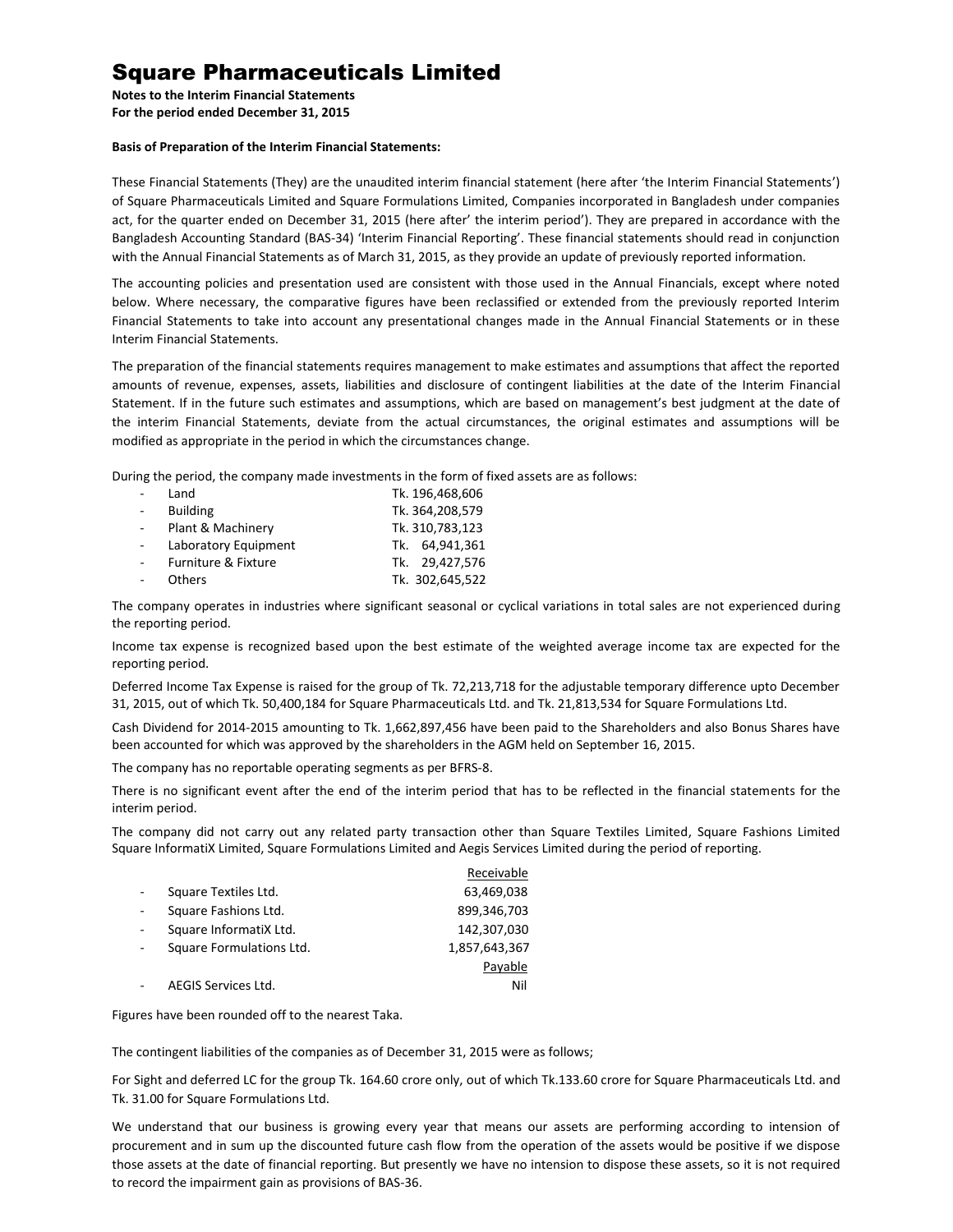# Square Pharmaceuticals Limited

**Notes to the Interim Financial Statements**
**For the period ended December 31, 2015**

**Basis of Preparation of the Interim Financial Statements:**

These Financial Statements (They) are the unaudited interim financial statement (here after 'the Interim Financial Statements') of Square Pharmaceuticals Limited and Square Formulations Limited, Companies incorporated in Bangladesh under companies act, for the quarter ended on December 31, 2015 (here after' the interim period'). They are prepared in accordance with the Bangladesh Accounting Standard (BAS-34) 'Interim Financial Reporting'. These financial statements should read in conjunction with the Annual Financial Statements as of March 31, 2015, as they provide an update of previously reported information.

The accounting policies and presentation used are consistent with those used in the Annual Financials, except where noted below. Where necessary, the comparative figures have been reclassified or extended from the previously reported Interim Financial Statements to take into account any presentational changes made in the Annual Financial Statements or in these Interim Financial Statements.

The preparation of the financial statements requires management to make estimates and assumptions that affect the reported amounts of revenue, expenses, assets, liabilities and disclosure of contingent liabilities at the date of the Interim Financial Statement. If in the future such estimates and assumptions, which are based on management's best judgment at the date of the interim Financial Statements, deviate from the actual circumstances, the original estimates and assumptions will be modified as appropriate in the period in which the circumstances change.

During the period, the company made investments in the form of fixed assets are as follows:

| | |
|---|---|
| - Land | Tk. 196,468,606 |
| - Building | Tk. 364,208,579 |
| - Plant & Machinery | Tk. 310,783,123 |
| - Laboratory Equipment | Tk. 64,941,361 |
| - Furniture & Fixture | Tk. 29,427,576 |
| - Others | Tk. 302,645,522 |

The company operates in industries where significant seasonal or cyclical variations in total sales are not experienced during the reporting period.

Income tax expense is recognized based upon the best estimate of the weighted average income tax are expected for the reporting period.

Deferred Income Tax Expense is raised for the group of Tk. 72,213,718 for the adjustable temporary difference upto December 31, 2015, out of which Tk. 50,400,184 for Square Pharmaceuticals Ltd. and Tk. 21,813,534 for Square Formulations Ltd.

Cash Dividend for 2014-2015 amounting to Tk. 1,662,897,456 have been paid to the Shareholders and also Bonus Shares have been accounted for which was approved by the shareholders in the AGM held on September 16, 2015.

The company has no reportable operating segments as per BFRS-8.

There is no significant event after the end of the interim period that has to be reflected in the financial statements for the interim period.

The company did not carry out any related party transaction other than Square Textiles Limited, Square Fashions Limited Square InformatiX Limited, Square Formulations Limited and Aegis Services Limited during the period of reporting.

| | Receivable |
|---|---|
| - Square Textiles Ltd. | 63,469,038 |
| - Square Fashions Ltd. | 899,346,703 |
| - Square InformatiX Ltd. | 142,307,030 |
| - Square Formulations Ltd. | 1,857,643,367 |
| | Payable |
| - AEGIS Services Ltd. | Nil |

Figures have been rounded off to the nearest Taka.

The contingent liabilities of the companies as of December 31, 2015 were as follows;

For Sight and deferred LC for the group Tk. 164.60 crore only, out of which Tk.133.60 crore for Square Pharmaceuticals Ltd. and Tk. 31.00 for Square Formulations Ltd.

We understand that our business is growing every year that means our assets are performing according to intension of procurement and in sum up the discounted future cash flow from the operation of the assets would be positive if we dispose those assets at the date of financial reporting. But presently we have no intension to dispose these assets, so it is not required to record the impairment gain as provisions of BAS-36.